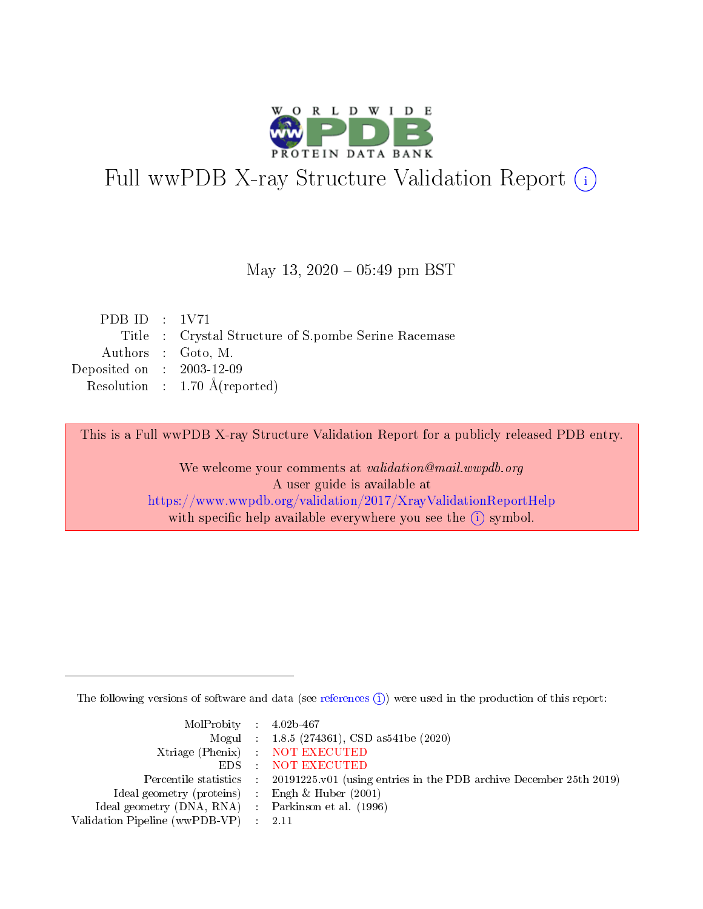# Full wwPDB X-ray Structure Validation Report (i)

May 13, 2020 – 05:49 pm BST

| | | |
|---|---|---|
| PDB ID | : | 1V71 |
| Title | : | Crystal Structure of S.pombe Serine Racemase |
| Authors | : | Goto, M. |
| Deposited on | : | 2003-12-09 |
| Resolution | : | 1.70 Å(reported) |

This is a Full wwPDB X-ray Structure Validation Report for a publicly released PDB entry.

We welcome your comments at *validation@mail.wwpdb.org*
A user guide is available at
https://www.wwpdb.org/validation/2017/XrayValidationReportHelp
with specific help available everywhere you see the (i) symbol.

The following versions of software and data (see references (i)) were used in the production of this report:

| | | |
|---|---|---|
| MolProbity | : | 4.02b-467 |
| Mogul | : | 1.8.5 (274361), CSD as541be (2020) |
| Xtriage (Phenix) | : | NOT EXECUTED |
| EDS | : | NOT EXECUTED |
| Percentile statistics | : | 20191225.v01 (using entries in the PDB archive December 25th 2019) |
| Ideal geometry (proteins) | : | Engh & Huber (2001) |
| Ideal geometry (DNA, RNA) | : | Parkinson et al. (1996) |
| Validation Pipeline (wwPDB-VP) | : | 2.11 |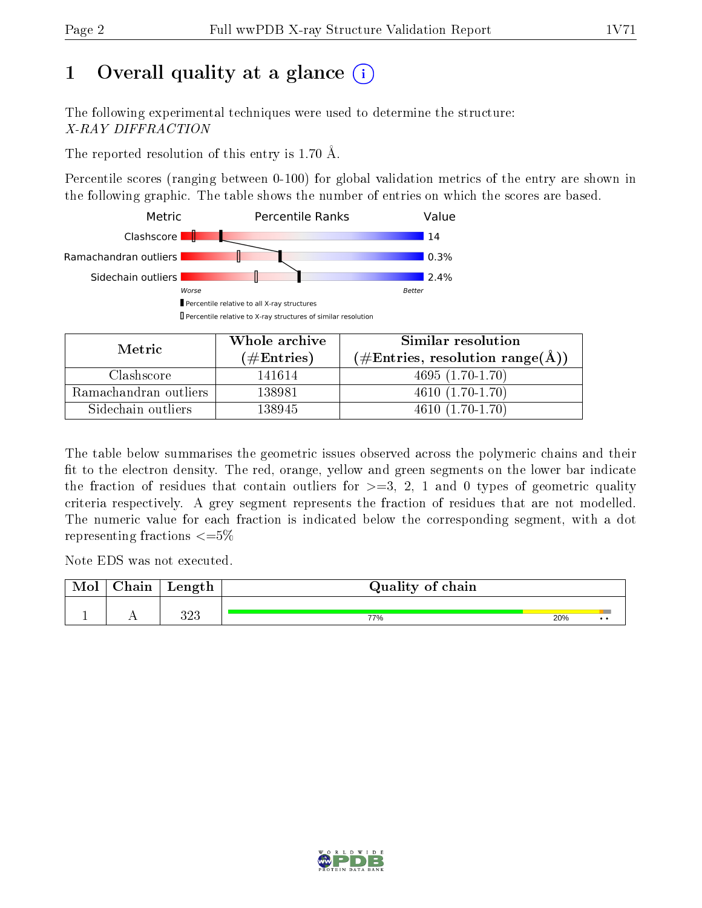# 1 Overall quality at a glance (i)

The following experimental techniques were used to determine the structure:
*X-RAY DIFFRACTION*

The reported resolution of this entry is 1.70 Å.

Percentile scores (ranging between 0-100) for global validation metrics of the entry are shown in the following graphic. The table shows the number of entries on which the scores are based.

| Metric | Value |
|---|---|
| Clashscore | 14 |
| Ramachandran outliers | 0.3% |
| Sidechain outliers | 2.4% |

| Metric | Whole archive (#Entries) | Similar resolution (#Entries, resolution range(Å)) |
|---|---|---|
| Clashscore | 141614 | 4695 (1.70-1.70) |
| Ramachandran outliers | 138981 | 4610 (1.70-1.70) |
| Sidechain outliers | 138945 | 4610 (1.70-1.70) |

The table below summarises the geometric issues observed across the polymeric chains and their fit to the electron density. The red, orange, yellow and green segments on the lower bar indicate the fraction of residues that contain outliers for >=3, 2, 1 and 0 types of geometric quality criteria respectively. A grey segment represents the fraction of residues that are not modelled. The numeric value for each fraction is indicated below the corresponding segment, with a dot representing fractions <=5%

Note EDS was not executed.

| Mol | Chain | Length | Quality of chain |
|---|---|---|---|
| 1 | A | 323 | 77% 20% • • |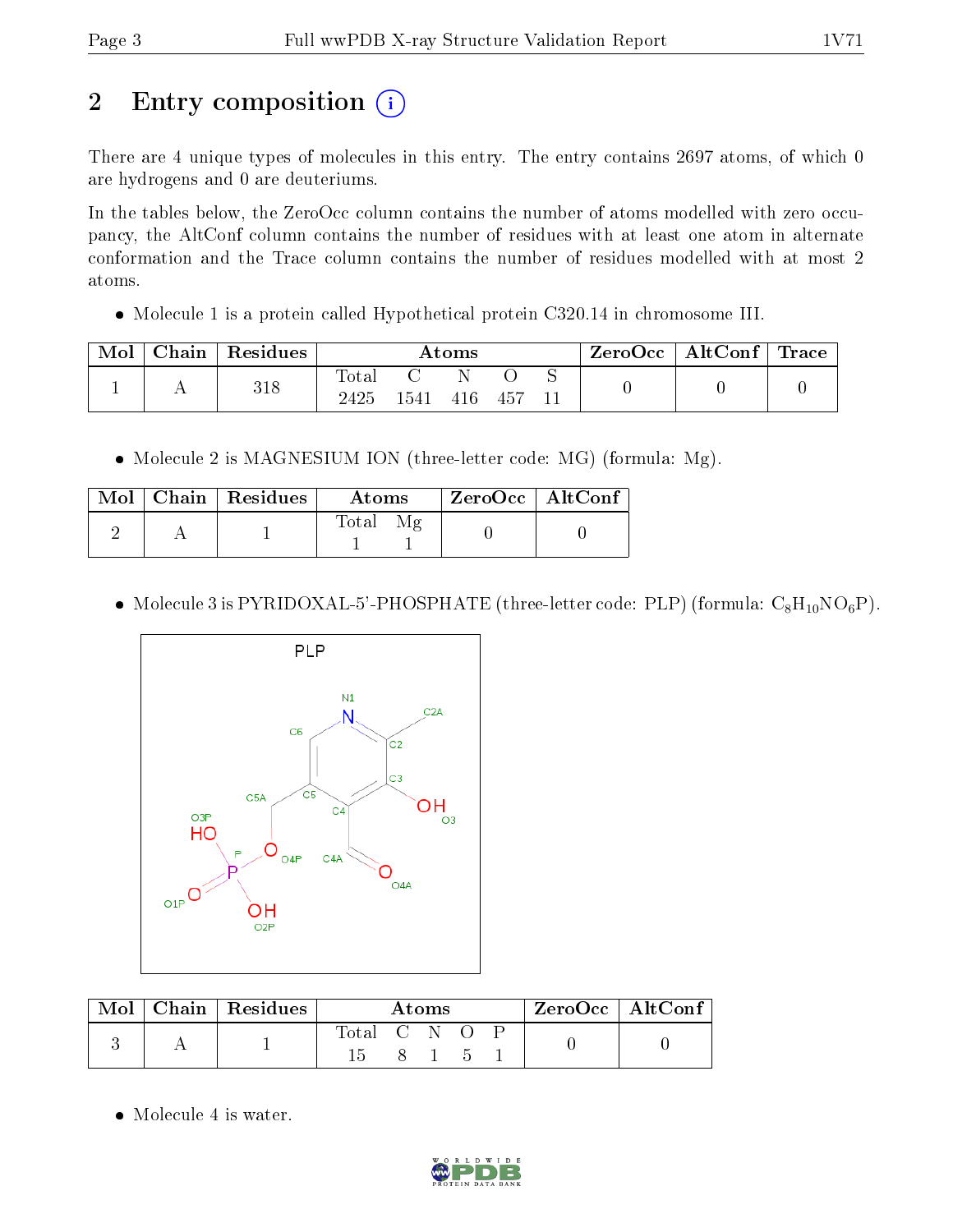# 2 Entry composition

There are 4 unique types of molecules in this entry. The entry contains 2697 atoms, of which 0 are hydrogens and 0 are deuteriums.

In the tables below, the ZeroOcc column contains the number of atoms modelled with zero occupancy, the AltConf column contains the number of residues with at least one atom in alternate conformation and the Trace column contains the number of residues modelled with at most 2 atoms.

- Molecule 1 is a protein called Hypothetical protein C320.14 in chromosome III.

| Mol | Chain | Residues | Atoms | | | | | ZeroOcc | AltConf | Trace |
|---|---|---|---|---|---|---|---|---|---|---|
| 1 | A | 318 | Total | C | N | O | S | 0 | 0 | 0 |
| | | | 2425 | 1541 | 416 | 457 | 11 | | | |

- Molecule 2 is MAGNESIUM ION (three-letter code: MG) (formula: Mg).

| Mol | Chain | Residues | Atoms | | ZeroOcc | AltConf |
|---|---|---|---|---|---|---|
| 2 | A | 1 | Total | Mg | 0 | 0 |
| | | | 1 | 1 | | |

- Molecule 3 is PYRIDOXAL-5'-PHOSPHATE (three-letter code: PLP) (formula: $C_8H_{10}NO_6P$).

| Mol | Chain | Residues | Atoms | | | | | ZeroOcc | AltConf |
|---|---|---|---|---|---|---|---|---|---|
| 3 | A | 1 | Total | C | N | O | P | 0 | 0 |
| | | | 15 | 8 | 1 | 5 | 1 | | |

- Molecule 4 is water.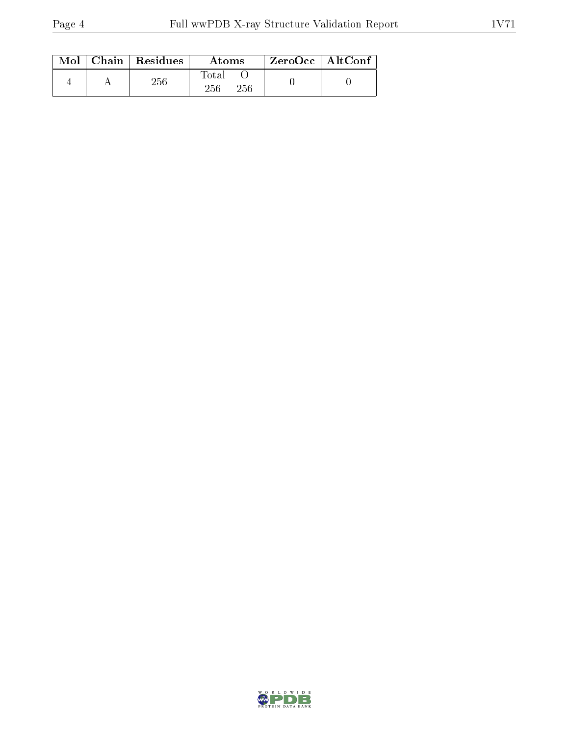| Mol | Chain | Residues | Atoms | | ZeroOcc | AltConf |
|---|---|---|---|---|---|---|
| | | | Total | O | | |
| 4 | A | 256 | 256 | 256 | 0 | 0 |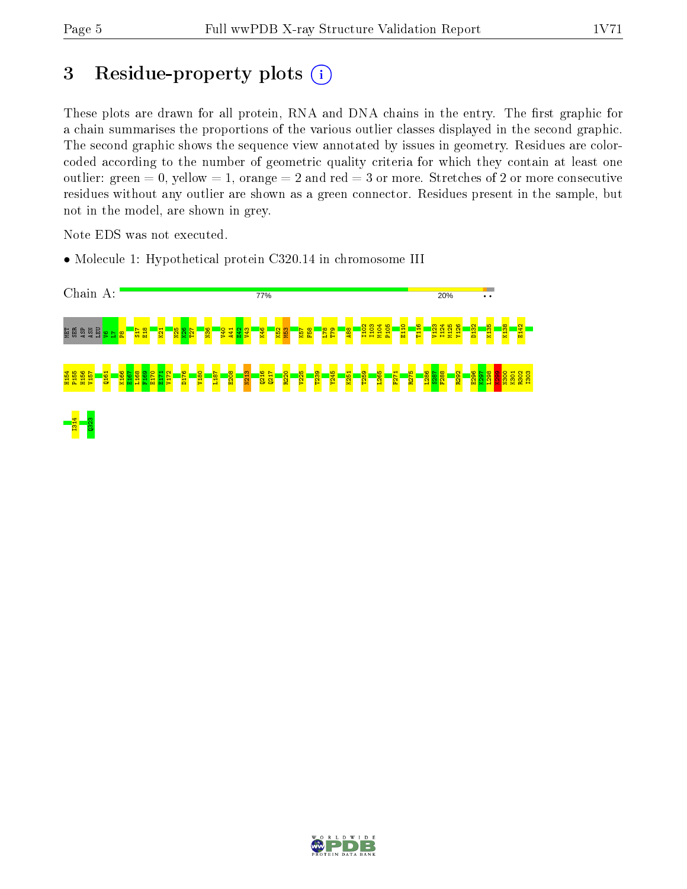# 3 Residue-property plots

These plots are drawn for all protein, RNA and DNA chains in the entry. The first graphic for a chain summarises the proportions of the various outlier classes displayed in the second graphic. The second graphic shows the sequence view annotated by issues in geometry. Residues are color-coded according to the number of geometric quality criteria for which they contain at least one outlier: green = 0, yellow = 1, orange = 2 and red = 3 or more. Stretches of 2 or more consecutive residues without any outlier are shown as a green connector. Residues present in the sample, but not in the model, are shown in grey.

Note EDS was not executed.

- Molecule 1: Hypothetical protein C320.14 in chromosome III

Chain A: 77% 20% • •

MET SER ASP ASN LEU V6 I7 F8 S17 E18 K21 N25 K26 T27 N36 V40 A41 E42 V43 K46 K52 N53 K57 F58 L78 T79 A88 I102 I103 M104 P105 E110 T116 V123 I124 M125 Y126 D132 K135 K138 E142 H154 P155 H156 V157 Q161 K166 E167 L168 F169 E170 E171 V172 D176 V180 L187 E208 N213 Q216 Q217 R220 V225 T239 Y245 K251 T259 L265 F271 R275 L286 S287 F288 R292 E296 K297 L298 K299 N300 K301 R302 I303 I314 Q323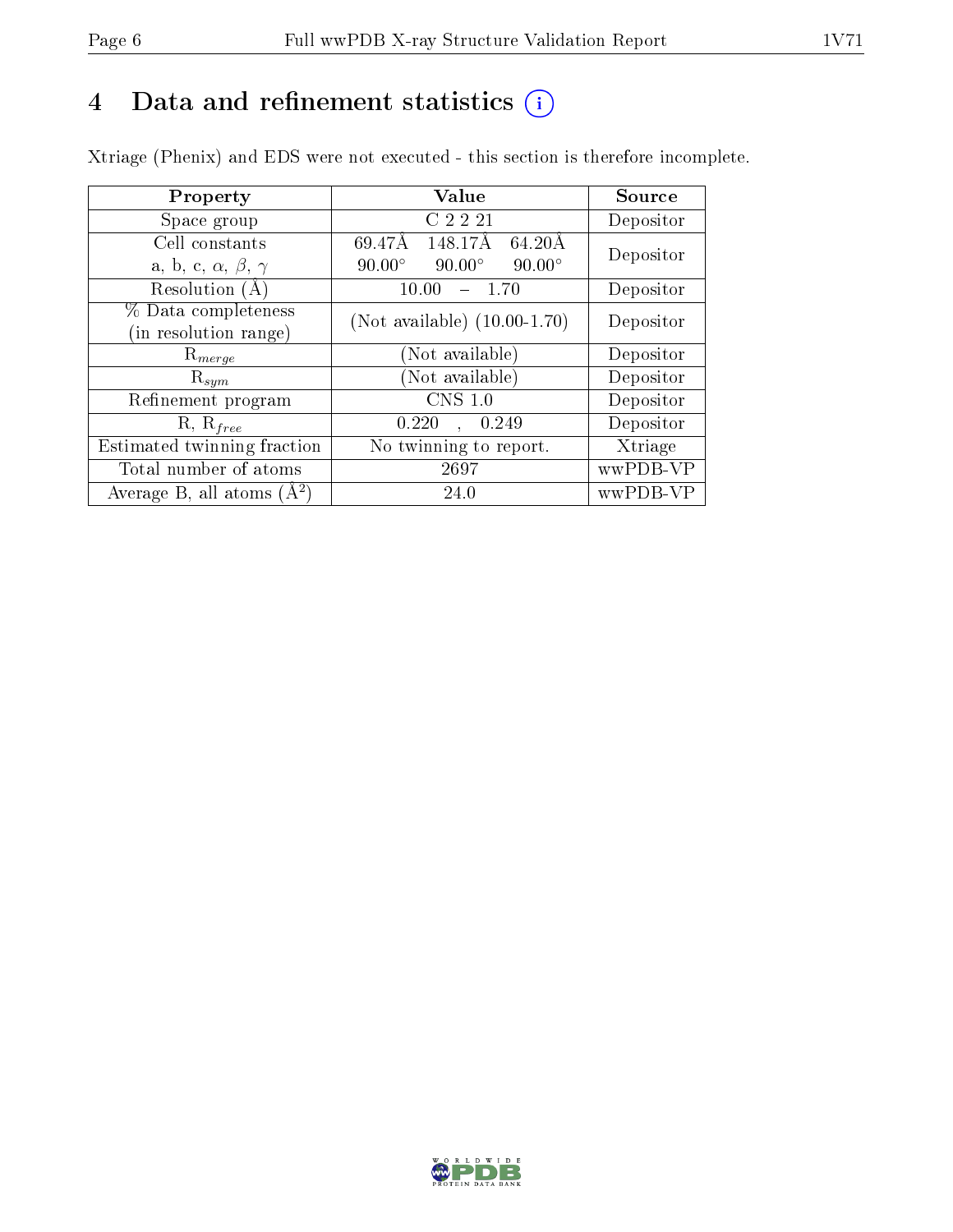# 4 Data and refinement statistics (i)

Xtriage (Phenix) and EDS were not executed - this section is therefore incomplete.

| Property | Value | Source |
|---|---|---|
| Space group | C 2 2 21 | Depositor |
| Cell constants<br>a, b, c, $\alpha$, $\beta$, $\gamma$ | 69.47Å 148.17Å 64.20Å<br>90.00° 90.00° 90.00° | Depositor |
| Resolution (Å) | 10.00 – 1.70 | Depositor |
| % Data completeness<br>(in resolution range) | (Not available) (10.00-1.70) | Depositor |
| $R_{merge}$ | (Not available) | Depositor |
| $R_{sym}$ | (Not available) | Depositor |
| Refinement program | CNS 1.0 | Depositor |
| R, $R_{free}$ | 0.220 , 0.249 | Depositor |
| Estimated twinning fraction | No twinning to report. | Xtriage |
| Total number of atoms | 2697 | wwPDB-VP |
| Average B, all atoms ($Å^2$) | 24.0 | wwPDB-VP |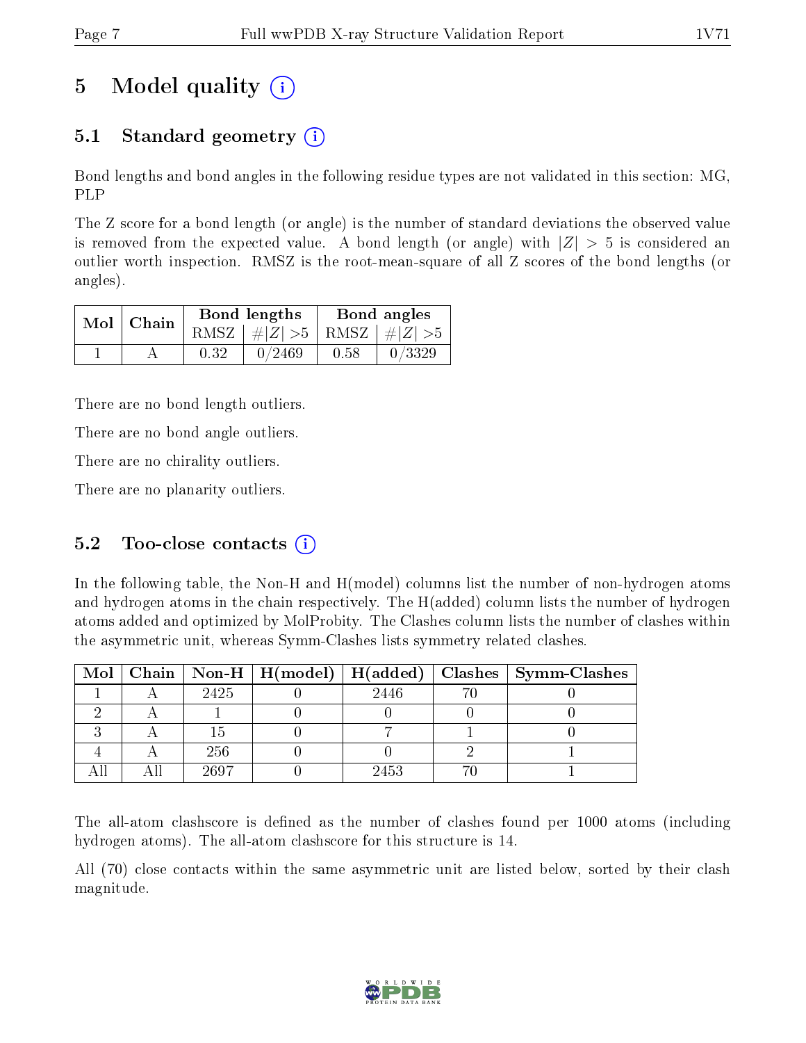# 5 Model quality

## 5.1 Standard geometry

Bond lengths and bond angles in the following residue types are not validated in this section: MG, PLP

The Z score for a bond length (or angle) is the number of standard deviations the observed value is removed from the expected value. A bond length (or angle) with $|Z| > 5$ is considered an outlier worth inspection. RMSZ is the root-mean-square of all Z scores of the bond lengths (or angles).

| Mol | Chain | Bond lengths | | Bond angles | |
|---|---|---|---|---|---|
| | | RMSZ | $\#\|Z\| >5$ | RMSZ | $\#\|Z\| >5$ |
| 1 | A | 0.32 | 0/2469 | 0.58 | 0/3329 |

There are no bond length outliers.

There are no bond angle outliers.

There are no chirality outliers.

There are no planarity outliers.

## 5.2 Too-close contacts

In the following table, the Non-H and H(model) columns list the number of non-hydrogen atoms and hydrogen atoms in the chain respectively. The H(added) column lists the number of hydrogen atoms added and optimized by MolProbity. The Clashes column lists the number of clashes within the asymmetric unit, whereas Symm-Clashes lists symmetry related clashes.

| Mol | Chain | Non-H | H(model) | H(added) | Clashes | Symm-Clashes |
|---|---|---|---|---|---|---|
| 1 | A | 2425 | 0 | 2446 | 70 | 0 |
| 2 | A | 1 | 0 | 0 | 0 | 0 |
| 3 | A | 15 | 0 | 7 | 1 | 0 |
| 4 | A | 256 | 0 | 0 | 2 | 1 |
| All | All | 2697 | 0 | 2453 | 70 | 1 |

The all-atom clashscore is defined as the number of clashes found per 1000 atoms (including hydrogen atoms). The all-atom clashscore for this structure is 14.

All (70) close contacts within the same asymmetric unit are listed below, sorted by their clash magnitude.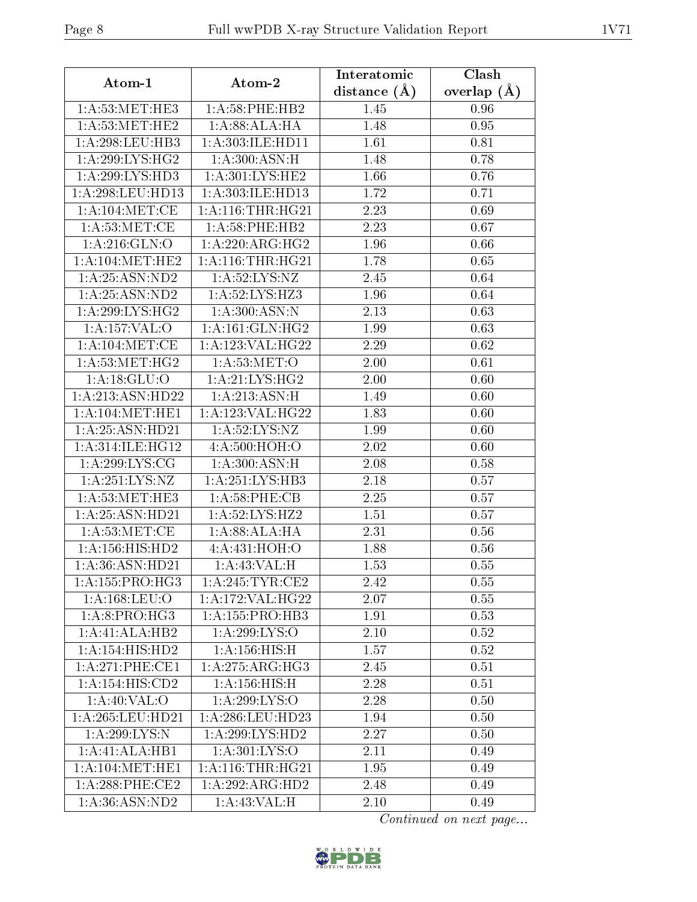| Atom-1 | Atom-2 | Interatomic distance (Å) | Clash overlap (Å) |
|---|---|---|---|
| 1:A:53:MET:HE3 | 1:A:58:PHE:HB2 | 1.45 | 0.96 |
| 1:A:53:MET:HE2 | 1:A:88:ALA:HA | 1.48 | 0.95 |
| 1:A:298:LEU:HB3 | 1:A:303:ILE:HD11 | 1.61 | 0.81 |
| 1:A:299:LYS:HG2 | 1:A:300:ASN:H | 1.48 | 0.78 |
| 1:A:299:LYS:HD3 | 1:A:301:LYS:HE2 | 1.66 | 0.76 |
| 1:A:298:LEU:HD13 | 1:A:303:ILE:HD13 | 1.72 | 0.71 |
| 1:A:104:MET:CE | 1:A:116:THR:HG21 | 2.23 | 0.69 |
| 1:A:53:MET:CE | 1:A:58:PHE:HB2 | 2.23 | 0.67 |
| 1:A:216:GLN:O | 1:A:220:ARG:HG2 | 1.96 | 0.66 |
| 1:A:104:MET:HE2 | 1:A:116:THR:HG21 | 1.78 | 0.65 |
| 1:A:25:ASN:ND2 | 1:A:52:LYS:NZ | 2.45 | 0.64 |
| 1:A:25:ASN:ND2 | 1:A:52:LYS:HZ3 | 1.96 | 0.64 |
| 1:A:299:LYS:HG2 | 1:A:300:ASN:N | 2.13 | 0.63 |
| 1:A:157:VAL:O | 1:A:161:GLN:HG2 | 1.99 | 0.63 |
| 1:A:104:MET:CE | 1:A:123:VAL:HG22 | 2.29 | 0.62 |
| 1:A:53:MET:HG2 | 1:A:53:MET:O | 2.00 | 0.61 |
| 1:A:18:GLU:O | 1:A:21:LYS:HG2 | 2.00 | 0.60 |
| 1:A:213:ASN:HD22 | 1:A:213:ASN:H | 1.49 | 0.60 |
| 1:A:104:MET:HE1 | 1:A:123:VAL:HG22 | 1.83 | 0.60 |
| 1:A:25:ASN:HD21 | 1:A:52:LYS:NZ | 1.99 | 0.60 |
| 1:A:314:ILE:HG12 | 4:A:500:HOH:O | 2.02 | 0.60 |
| 1:A:299:LYS:CG | 1:A:300:ASN:H | 2.08 | 0.58 |
| 1:A:251:LYS:NZ | 1:A:251:LYS:HB3 | 2.18 | 0.57 |
| 1:A:53:MET:HE3 | 1:A:58:PHE:CB | 2.25 | 0.57 |
| 1:A:25:ASN:HD21 | 1:A:52:LYS:HZ2 | 1.51 | 0.57 |
| 1:A:53:MET:CE | 1:A:88:ALA:HA | 2.31 | 0.56 |
| 1:A:156:HIS:HD2 | 4:A:431:HOH:O | 1.88 | 0.56 |
| 1:A:36:ASN:HD21 | 1:A:43:VAL:H | 1.53 | 0.55 |
| 1:A:155:PRO:HG3 | 1:A:245:TYR:CE2 | 2.42 | 0.55 |
| 1:A:168:LEU:O | 1:A:172:VAL:HG22 | 2.07 | 0.55 |
| 1:A:8:PRO:HG3 | 1:A:155:PRO:HB3 | 1.91 | 0.53 |
| 1:A:41:ALA:HB2 | 1:A:299:LYS:O | 2.10 | 0.52 |
| 1:A:154:HIS:HD2 | 1:A:156:HIS:H | 1.57 | 0.52 |
| 1:A:271:PHE:CE1 | 1:A:275:ARG:HG3 | 2.45 | 0.51 |
| 1:A:154:HIS:CD2 | 1:A:156:HIS:H | 2.28 | 0.51 |
| 1:A:40:VAL:O | 1:A:299:LYS:O | 2.28 | 0.50 |
| 1:A:265:LEU:HD21 | 1:A:286:LEU:HD23 | 1.94 | 0.50 |
| 1:A:299:LYS:N | 1:A:299:LYS:HD2 | 2.27 | 0.50 |
| 1:A:41:ALA:HB1 | 1:A:301:LYS:O | 2.11 | 0.49 |
| 1:A:104:MET:HE1 | 1:A:116:THR:HG21 | 1.95 | 0.49 |
| 1:A:288:PHE:CE2 | 1:A:292:ARG:HD2 | 2.48 | 0.49 |
| 1:A:36:ASN:ND2 | 1:A:43:VAL:H | 2.10 | 0.49 |

*Continued on next page...*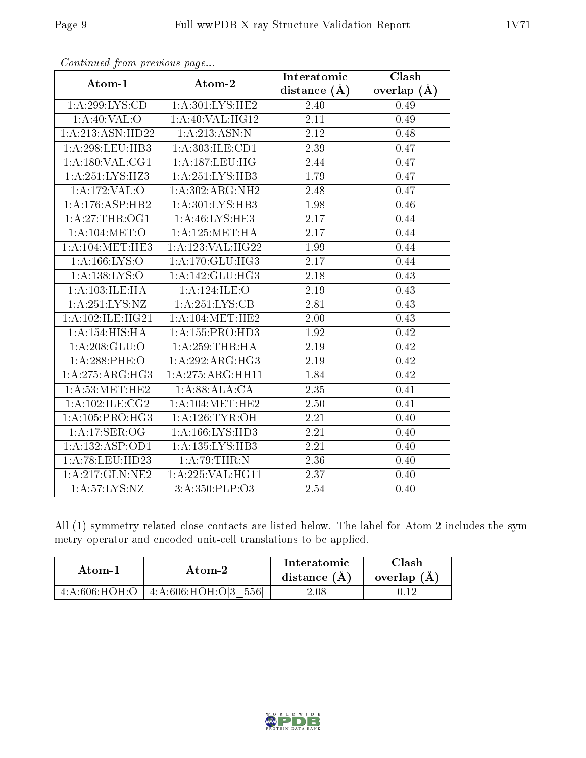*Continued from previous page...*

| Atom-1 | Atom-2 | Interatomic distance (Å) | Clash overlap (Å) |
|---|---|---|---|
| 1:A:299:LYS:CD | 1:A:301:LYS:HE2 | 2.40 | 0.49 |
| 1:A:40:VAL:O | 1:A:40:VAL:HG12 | 2.11 | 0.49 |
| 1:A:213:ASN:HD22 | 1:A:213:ASN:N | 2.12 | 0.48 |
| 1:A:298:LEU:HB3 | 1:A:303:ILE:CD1 | 2.39 | 0.47 |
| 1:A:180:VAL:CG1 | 1:A:187:LEU:HG | 2.44 | 0.47 |
| 1:A:251:LYS:HZ3 | 1:A:251:LYS:HB3 | 1.79 | 0.47 |
| 1:A:172:VAL:O | 1:A:302:ARG:NH2 | 2.48 | 0.47 |
| 1:A:176:ASP:HB2 | 1:A:301:LYS:HB3 | 1.98 | 0.46 |
| 1:A:27:THR:OG1 | 1:A:46:LYS:HE3 | 2.17 | 0.44 |
| 1:A:104:MET:O | 1:A:125:MET:HA | 2.17 | 0.44 |
| 1:A:104:MET:HE3 | 1:A:123:VAL:HG22 | 1.99 | 0.44 |
| 1:A:166:LYS:O | 1:A:170:GLU:HG3 | 2.17 | 0.44 |
| 1:A:138:LYS:O | 1:A:142:GLU:HG3 | 2.18 | 0.43 |
| 1:A:103:ILE:HA | 1:A:124:ILE:O | 2.19 | 0.43 |
| 1:A:251:LYS:NZ | 1:A:251:LYS:CB | 2.81 | 0.43 |
| 1:A:102:ILE:HG21 | 1:A:104:MET:HE2 | 2.00 | 0.43 |
| 1:A:154:HIS:HA | 1:A:155:PRO:HD3 | 1.92 | 0.42 |
| 1:A:208:GLU:O | 1:A:259:THR:HA | 2.19 | 0.42 |
| 1:A:288:PHE:O | 1:A:292:ARG:HG3 | 2.19 | 0.42 |
| 1:A:275:ARG:HG3 | 1:A:275:ARG:HH11 | 1.84 | 0.42 |
| 1:A:53:MET:HE2 | 1:A:88:ALA:CA | 2.35 | 0.41 |
| 1:A:102:ILE:CG2 | 1:A:104:MET:HE2 | 2.50 | 0.41 |
| 1:A:105:PRO:HG3 | 1:A:126:TYR:OH | 2.21 | 0.40 |
| 1:A:17:SER:OG | 1:A:166:LYS:HD3 | 2.21 | 0.40 |
| 1:A:132:ASP:OD1 | 1:A:135:LYS:HB3 | 2.21 | 0.40 |
| 1:A:78:LEU:HD23 | 1:A:79:THR:N | 2.36 | 0.40 |
| 1:A:217:GLN:NE2 | 1:A:225:VAL:HG11 | 2.37 | 0.40 |
| 1:A:57:LYS:NZ | 3:A:350:PLP:O3 | 2.54 | 0.40 |

All (1) symmetry-related close contacts are listed below. The label for Atom-2 includes the symmetry operator and encoded unit-cell translations to be applied.

| Atom-1 | Atom-2 | Interatomic distance (Å) | Clash overlap (Å) |
|---|---|---|---|
| 4:A:606:HOH:O | 4:A:606:HOH:O[3_556] | 2.08 | 0.12 |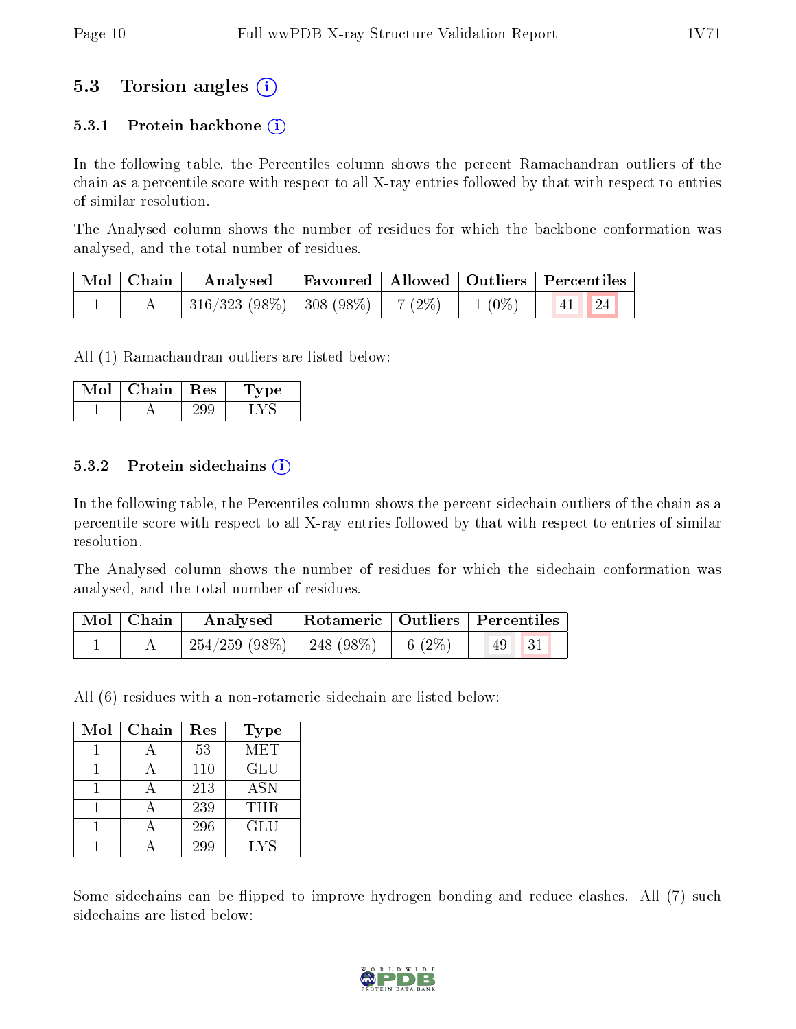## 5.3 Torsion angles (i)

### 5.3.1 Protein backbone (i)

In the following table, the Percentiles column shows the percent Ramachandran outliers of the chain as a percentile score with respect to all X-ray entries followed by that with respect to entries of similar resolution.

The Analysed column shows the number of residues for which the backbone conformation was analysed, and the total number of residues.

| Mol | Chain | Analysed | Favoured | Allowed | Outliers | Percentiles | |
|---|---|---|---|---|---|---|---|
| 1 | A | 316/323 (98%) | 308 (98%) | 7 (2%) | 1 (0%) | 41 | 24 |

All (1) Ramachandran outliers are listed below:

| Mol | Chain | Res | Type |
|---|---|---|---|
| 1 | A | 299 | LYS |

### 5.3.2 Protein sidechains (i)

In the following table, the Percentiles column shows the percent sidechain outliers of the chain as a percentile score with respect to all X-ray entries followed by that with respect to entries of similar resolution.

The Analysed column shows the number of residues for which the sidechain conformation was analysed, and the total number of residues.

| Mol | Chain | Analysed | Rotameric | Outliers | Percentiles | |
|---|---|---|---|---|---|---|
| 1 | A | 254/259 (98%) | 248 (98%) | 6 (2%) | 49 | 31 |

All (6) residues with a non-rotameric sidechain are listed below:

| Mol | Chain | Res | Type |
|---|---|---|---|
| 1 | A | 53 | MET |
| 1 | A | 110 | GLU |
| 1 | A | 213 | ASN |
| 1 | A | 239 | THR |
| 1 | A | 296 | GLU |
| 1 | A | 299 | LYS |

Some sidechains can be flipped to improve hydrogen bonding and reduce clashes. All (7) such sidechains are listed below: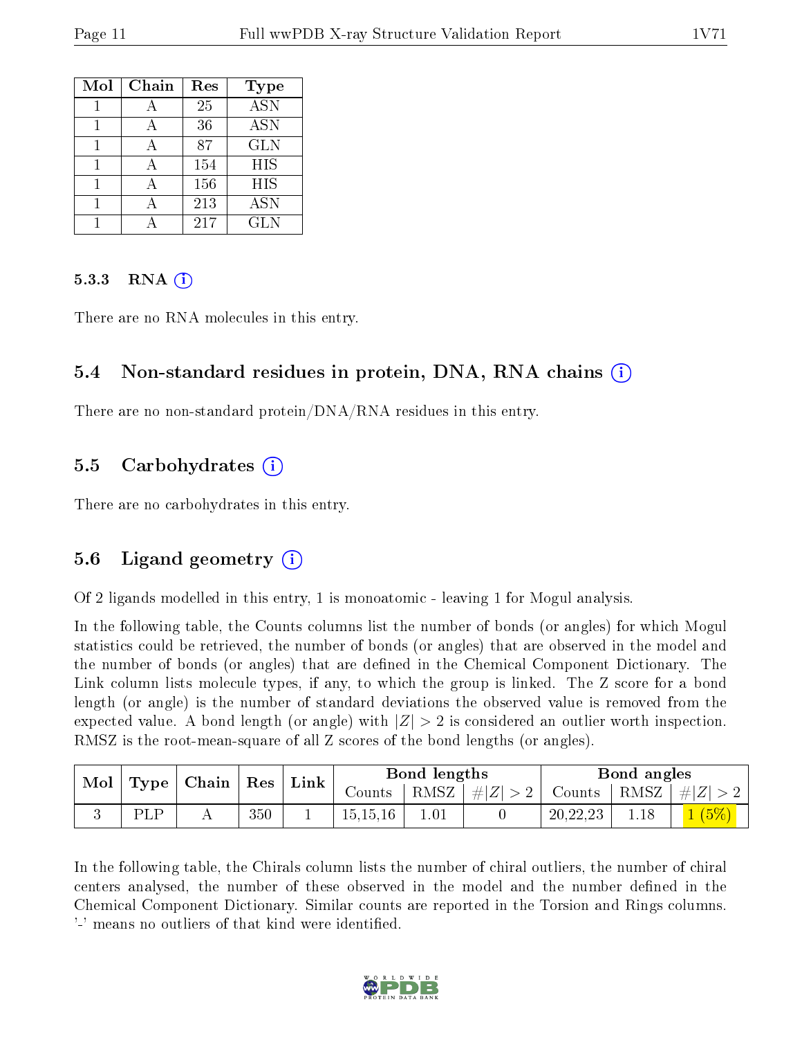| Mol | Chain | Res | Type |
|---|---|---|---|
| 1 | A | 25 | ASN |
| 1 | A | 36 | ASN |
| 1 | A | 87 | GLN |
| 1 | A | 154 | HIS |
| 1 | A | 156 | HIS |
| 1 | A | 213 | ASN |
| 1 | A | 217 | GLN |

### 5.3.3 RNA (i)

There are no RNA molecules in this entry.

## 5.4 Non-standard residues in protein, DNA, RNA chains (i)

There are no non-standard protein/DNA/RNA residues in this entry.

## 5.5 Carbohydrates (i)

There are no carbohydrates in this entry.

## 5.6 Ligand geometry (i)

Of 2 ligands modelled in this entry, 1 is monoatomic - leaving 1 for Mogul analysis.

In the following table, the Counts columns list the number of bonds (or angles) for which Mogul statistics could be retrieved, the number of bonds (or angles) that are observed in the model and the number of bonds (or angles) that are defined in the Chemical Component Dictionary. The Link column lists molecule types, if any, to which the group is linked. The Z score for a bond length (or angle) is the number of standard deviations the observed value is removed from the expected value. A bond length (or angle) with $|Z| > 2$ is considered an outlier worth inspection. RMSZ is the root-mean-square of all Z scores of the bond lengths (or angles).

| Mol | Type | Chain | Res | Link | Bond lengths | | | Bond angles | | |
|---|---|---|---|---|---|---|---|---|---|---|
| | | | | | Counts | RMSZ | $\#\|Z\| > 2$ | Counts | RMSZ | $\#\|Z\| > 2$ |
| 3 | PLP | A | 350 | 1 | 15,15,16 | 1.01 | 0 | 20,22,23 | 1.18 | 1 (5%) |

In the following table, the Chirals column lists the number of chiral outliers, the number of chiral centers analysed, the number of these observed in the model and the number defined in the Chemical Component Dictionary. Similar counts are reported in the Torsion and Rings columns. '-' means no outliers of that kind were identified.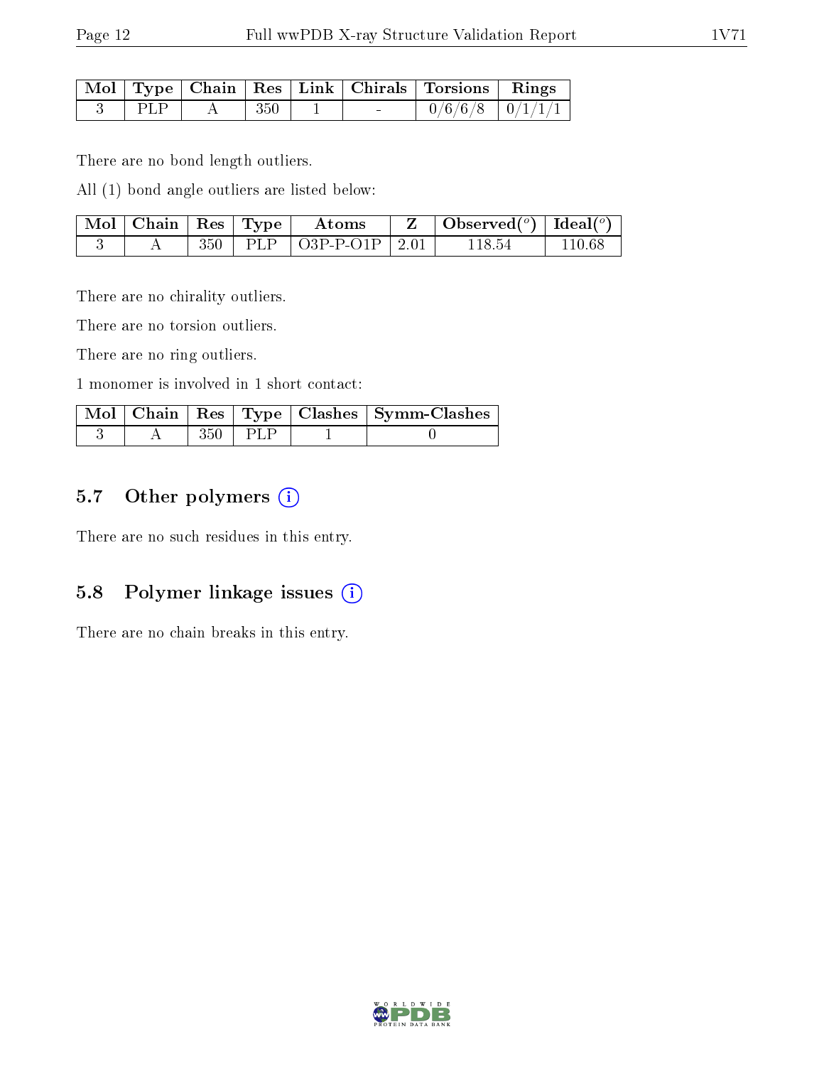| Mol | Type | Chain | Res | Link | Chirals | Torsions | Rings |
|---|---|---|---|---|---|---|---|
| 3 | PLP | A | 350 | 1 | - | 0/6/6/8 | 0/1/1/1 |

There are no bond length outliers.

All (1) bond angle outliers are listed below:

| Mol | Chain | Res | Type | Atoms | Z | Observed(°) | Ideal(°) |
|---|---|---|---|---|---|---|---|
| 3 | A | 350 | PLP | O3P-P-O1P | 2.01 | 118.54 | 110.68 |

There are no chirality outliers.

There are no torsion outliers.

There are no ring outliers.

1 monomer is involved in 1 short contact:

| Mol | Chain | Res | Type | Clashes | Symm-Clashes |
|---|---|---|---|---|---|
| 3 | A | 350 | PLP | 1 | 0 |

## 5.7 Other polymers

There are no such residues in this entry.

## 5.8 Polymer linkage issues

There are no chain breaks in this entry.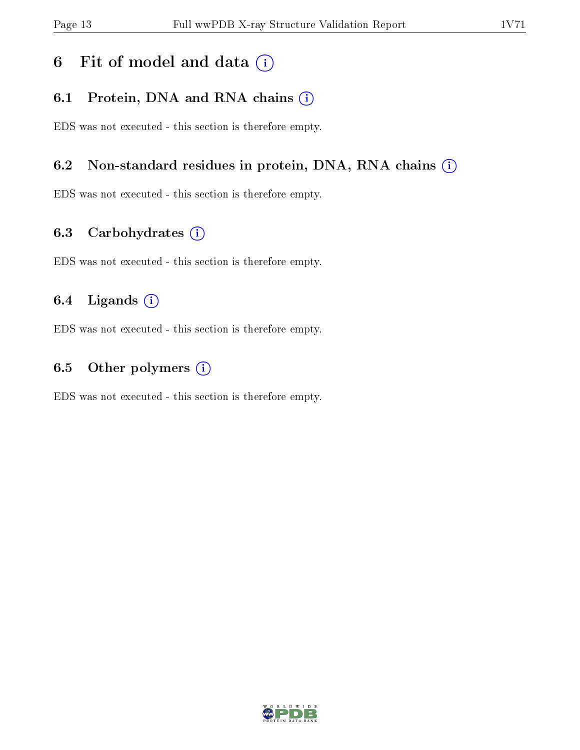# 6 Fit of model and data

## 6.1 Protein, DNA and RNA chains

EDS was not executed - this section is therefore empty.

## 6.2 Non-standard residues in protein, DNA, RNA chains

EDS was not executed - this section is therefore empty.

## 6.3 Carbohydrates

EDS was not executed - this section is therefore empty.

## 6.4 Ligands

EDS was not executed - this section is therefore empty.

## 6.5 Other polymers

EDS was not executed - this section is therefore empty.